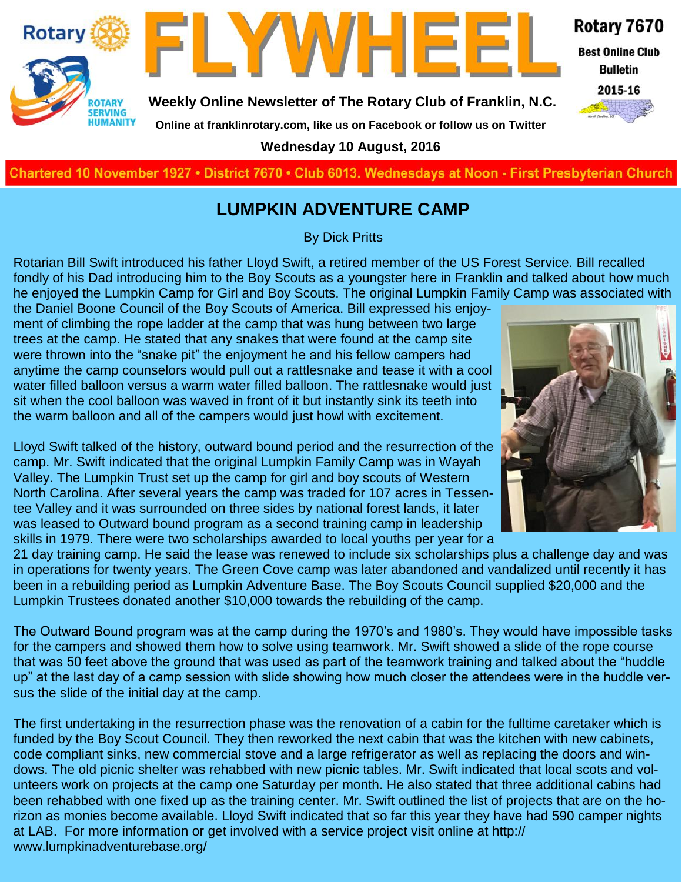# FLYWHEEL

**Weekly Online Newsletter of The Rotary Club of Franklin, N.C.**

**Online at franklinrotary.com, like us on Facebook or follow us on Twitter**

**Wednesday 10 August, 2016**

Rotary 7670
Best Online Club Bulletin
2015-16

**Chartered 10 November 1927 • District 7670 • Club 6013. Wednesdays at Noon - First Presbyterian Church**

## LUMPKIN ADVENTURE CAMP

By Dick Pritts

Rotarian Bill Swift introduced his father Lloyd Swift, a retired member of the US Forest Service. Bill recalled fondly of his Dad introducing him to the Boy Scouts as a youngster here in Franklin and talked about how much he enjoyed the Lumpkin Camp for Girl and Boy Scouts. The original Lumpkin Family Camp was associated with the Daniel Boone Council of the Boy Scouts of America. Bill expressed his enjoyment of climbing the rope ladder at the camp that was hung between two large trees at the camp. He stated that any snakes that were found at the camp site were thrown into the "snake pit" the enjoyment he and his fellow campers had anytime the camp counselors would pull out a rattlesnake and tease it with a cool water filled balloon versus a warm water filled balloon. The rattlesnake would just sit when the cool balloon was waved in front of it but instantly sink its teeth into the warm balloon and all of the campers would just howl with excitement.

Lloyd Swift talked of the history, outward bound period and the resurrection of the camp. Mr. Swift indicated that the original Lumpkin Family Camp was in Wayah Valley. The Lumpkin Trust set up the camp for girl and boy scouts of Western North Carolina. After several years the camp was traded for 107 acres in Tessentee Valley and it was surrounded on three sides by national forest lands, it later was leased to Outward bound program as a second training camp in leadership skills in 1979. There were two scholarships awarded to local youths per year for a 21 day training camp. He said the lease was renewed to include six scholarships plus a challenge day and was in operations for twenty years. The Green Cove camp was later abandoned and vandalized until recently it has been in a rebuilding period as Lumpkin Adventure Base. The Boy Scouts Council supplied $20,000 and the Lumpkin Trustees donated another $10,000 towards the rebuilding of the camp.

The Outward Bound program was at the camp during the 1970's and 1980's. They would have impossible tasks for the campers and showed them how to solve using teamwork. Mr. Swift showed a slide of the rope course that was 50 feet above the ground that was used as part of the teamwork training and talked about the "huddle up" at the last day of a camp session with slide showing how much closer the attendees were in the huddle versus the slide of the initial day at the camp.

The first undertaking in the resurrection phase was the renovation of a cabin for the fulltime caretaker which is funded by the Boy Scout Council. They then reworked the next cabin that was the kitchen with new cabinets, code compliant sinks, new commercial stove and a large refrigerator as well as replacing the doors and windows. The old picnic shelter was rehabbed with new picnic tables. Mr. Swift indicated that local scots and volunteers work on projects at the camp one Saturday per month. He also stated that three additional cabins had been rehabbed with one fixed up as the training center. Mr. Swift outlined the list of projects that are on the horizon as monies become available. Lloyd Swift indicated that so far this year they have had 590 camper nights at LAB. For more information or get involved with a service project visit online at http://www.lumpkinadventurebase.org/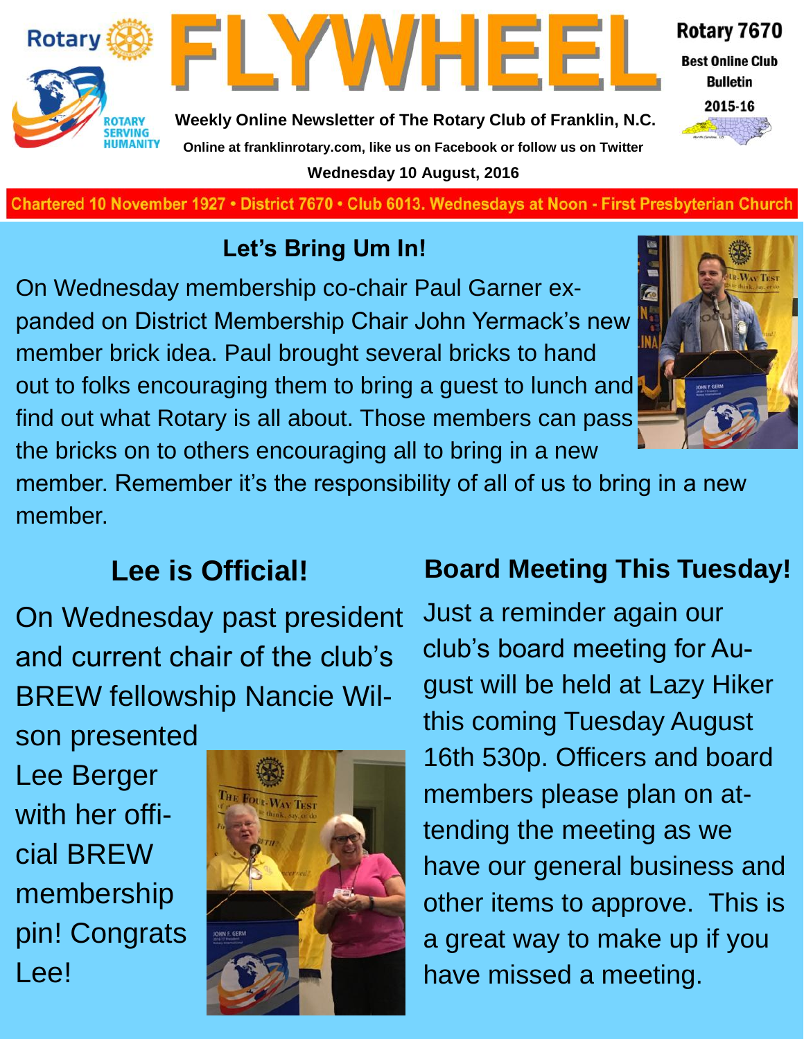# FLYWHEEL

Rotary 7670

Best Online Club Bulletin

2015-16

Weekly Online Newsletter of The Rotary Club of Franklin, N.C.

Online at franklinrotary.com, like us on Facebook or follow us on Twitter

Wednesday 10 August, 2016

Chartered 10 November 1927 • District 7670 • Club 6013. Wednesdays at Noon - First Presbyterian Church

## Let's Bring Um In!

On Wednesday membership co-chair Paul Garner expanded on District Membership Chair John Yermack's new member brick idea. Paul brought several bricks to hand out to folks encouraging them to bring a guest to lunch and find out what Rotary is all about. Those members can pass the bricks on to others encouraging all to bring in a new member. Remember it's the responsibility of all of us to bring in a new member.

## Lee is Official!

On Wednesday past president and current chair of the club's BREW fellowship Nancie Wilson presented Lee Berger with her official BREW membership pin! Congrats Lee!

## Board Meeting This Tuesday!

Just a reminder again our club's board meeting for August will be held at Lazy Hiker this coming Tuesday August 16th 530p. Officers and board members please plan on attending the meeting as we have our general business and other items to approve. This is a great way to make up if you have missed a meeting.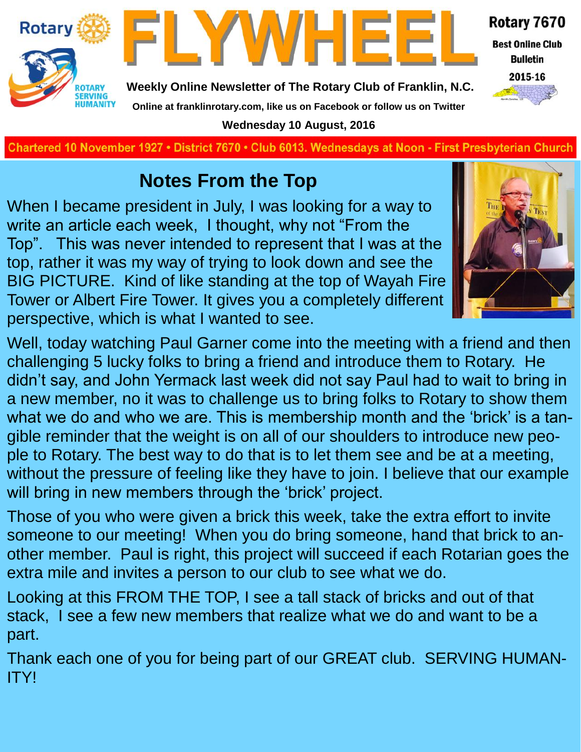# FLYWHEEL

**Weekly Online Newsletter of The Rotary Club of Franklin, N.C.**

**Online at franklinrotary.com, like us on Facebook or follow us on Twitter**

**Wednesday 10 August, 2016**

Rotary 7670 Best Online Club Bulletin 2015-16

Chartered 10 November 1927 • District 7670 • Club 6013. Wednesdays at Noon - First Presbyterian Church

## Notes From the Top

When I became president in July, I was looking for a way to write an article each week, I thought, why not "From the Top". This was never intended to represent that I was at the top, rather it was my way of trying to look down and see the BIG PICTURE. Kind of like standing at the top of Wayah Fire Tower or Albert Fire Tower. It gives you a completely different perspective, which is what I wanted to see.

Well, today watching Paul Garner come into the meeting with a friend and then challenging 5 lucky folks to bring a friend and introduce them to Rotary. He didn't say, and John Yermack last week did not say Paul had to wait to bring in a new member, no it was to challenge us to bring folks to Rotary to show them what we do and who we are. This is membership month and the 'brick' is a tangible reminder that the weight is on all of our shoulders to introduce new people to Rotary. The best way to do that is to let them see and be at a meeting, without the pressure of feeling like they have to join. I believe that our example will bring in new members through the 'brick' project.

Those of you who were given a brick this week, take the extra effort to invite someone to our meeting! When you do bring someone, hand that brick to another member. Paul is right, this project will succeed if each Rotarian goes the extra mile and invites a person to our club to see what we do.

Looking at this FROM THE TOP, I see a tall stack of bricks and out of that stack, I see a few new members that realize what we do and want to be a part.

Thank each one of you for being part of our GREAT club. SERVING HUMANITY!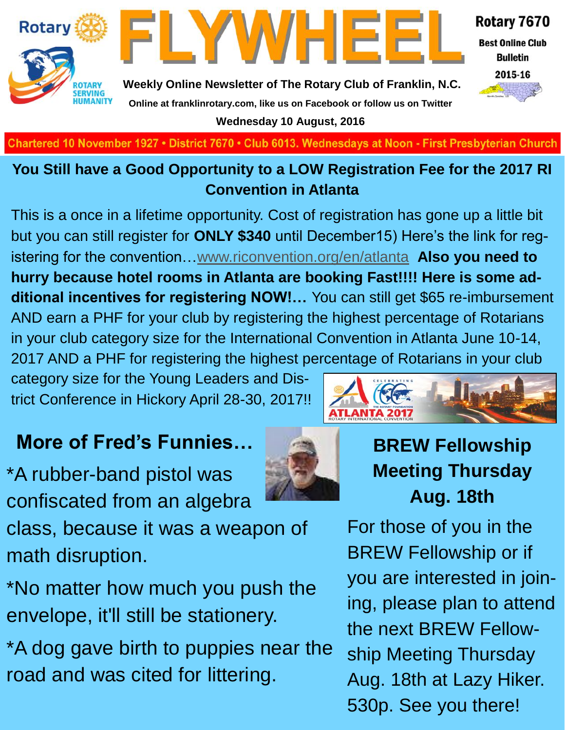Rotary

# FLYWHEEL

Weekly Online Newsletter of The Rotary Club of Franklin, N.C.

Online at franklinrotary.com, like us on Facebook or follow us on Twitter

Wednesday 10 August, 2016

Rotary 7670

Best Online Club Bulletin

2015-16

Chartered 10 November 1927 • District 7670 • Club 6013. Wednesdays at Noon - First Presbyterian Church

## You Still have a Good Opportunity to a LOW Registration Fee for the 2017 RI Convention in Atlanta

This is a once in a lifetime opportunity. Cost of registration has gone up a little bit but you can still register for **ONLY $340** until December15) Here's the link for registering for the convention…www.riconvention.org/en/atlanta **Also you need to hurry because hotel rooms in Atlanta are booking Fast!!!! Here is some additional incentives for registering NOW!…** You can still get $65 re-imbursement AND earn a PHF for your club by registering the highest percentage of Rotarians in your club category size for the International Convention in Atlanta June 10-14, 2017 AND a PHF for registering the highest percentage of Rotarians in your club category size for the Young Leaders and District Conference in Hickory April 28-30, 2017!!

## More of Fred's Funnies…

*A rubber-band pistol was confiscated from an algebra class, because it was a weapon of math disruption.

*No matter how much you push the envelope, it'll still be stationery.

*A dog gave birth to puppies near the road and was cited for littering.

## BREW Fellowship Meeting Thursday Aug. 18th

For those of you in the BREW Fellowship or if you are interested in joining, please plan to attend the next BREW Fellowship Meeting Thursday Aug. 18th at Lazy Hiker. 530p. See you there!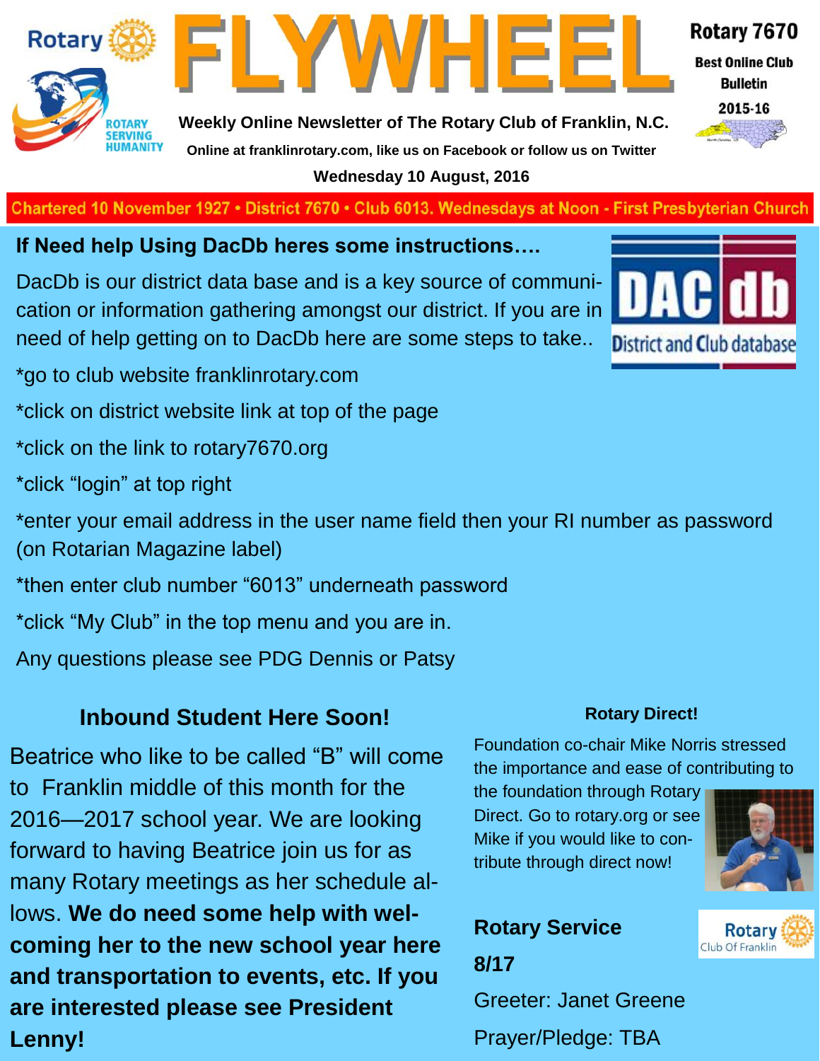# FLYWHEEL

Rotary 7670

Best Online Club Bulletin

2015-16

Weekly Online Newsletter of The Rotary Club of Franklin, N.C.

Online at franklinrotary.com, like us on Facebook or follow us on Twitter

Wednesday 10 August, 2016

Chartered 10 November 1927 • District 7670 • Club 6013. Wednesdays at Noon - First Presbyterian Church

## If Need help Using DacDb heres some instructions….

DacDb is our district data base and is a key source of communication or information gathering amongst our district. If you are in need of help getting on to DacDb here are some steps to take..

*go to club website franklinrotary.com

*click on district website link at top of the page

*click on the link to rotary7670.org

*click "login" at top right

*enter your email address in the user name field then your RI number as password (on Rotarian Magazine label)

*then enter club number "6013" underneath password

*click "My Club" in the top menu and you are in.

Any questions please see PDG Dennis or Patsy

## Inbound Student Here Soon!

Beatrice who like to be called "B" will come to Franklin middle of this month for the 2016—2017 school year. We are looking forward to having Beatrice join us for as many Rotary meetings as her schedule allows. **We do need some help with welcoming her to the new school year here and transportation to events, etc. If you are interested please see President Lenny!**

## Rotary Direct!

Foundation co-chair Mike Norris stressed the importance and ease of contributing to the foundation through Rotary Direct. Go to rotary.org or see Mike if you would like to contribute through direct now!

## Rotary Service

**8/17**

Greeter: Janet Greene

Prayer/Pledge: TBA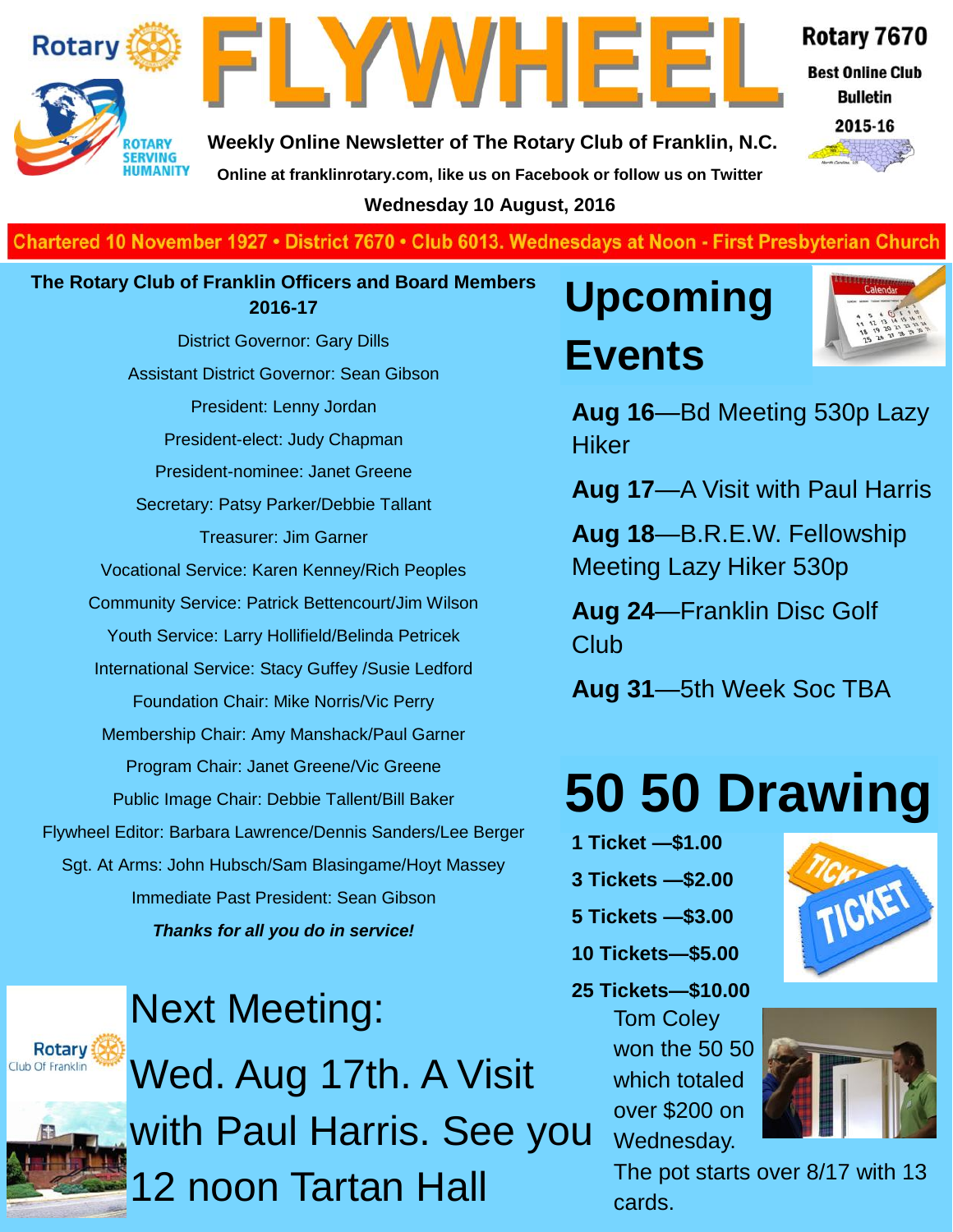# FLYWHEEL

Rotary 7670

Best Online Club Bulletin 2015-16

Weekly Online Newsletter of The Rotary Club of Franklin, N.C.

Online at franklinrotary.com, like us on Facebook or follow us on Twitter

Wednesday 10 August, 2016

Chartered 10 November 1927 • District 7670 • Club 6013. Wednesdays at Noon - First Presbyterian Church

**The Rotary Club of Franklin Officers and Board Members 2016-17**

District Governor: Gary Dills

Assistant District Governor: Sean Gibson

President: Lenny Jordan

President-elect: Judy Chapman

President-nominee: Janet Greene

Secretary: Patsy Parker/Debbie Tallant

Treasurer: Jim Garner

Vocational Service: Karen Kenney/Rich Peoples

Community Service: Patrick Bettencourt/Jim Wilson

Youth Service: Larry Hollifield/Belinda Petricek

International Service: Stacy Guffey /Susie Ledford

Foundation Chair: Mike Norris/Vic Perry

Membership Chair: Amy Manshack/Paul Garner

Program Chair: Janet Greene/Vic Greene

Public Image Chair: Debbie Tallent/Bill Baker

Flywheel Editor: Barbara Lawrence/Dennis Sanders/Lee Berger

Sgt. At Arms: John Hubsch/Sam Blasingame/Hoyt Massey

Immediate Past President: Sean Gibson

***Thanks for all you do in service!***

## Upcoming Events

**Aug 16**—Bd Meeting 530p Lazy Hiker

**Aug 17**—A Visit with Paul Harris

**Aug 18**—B.R.E.W. Fellowship Meeting Lazy Hiker 530p

**Aug 24**—Franklin Disc Golf Club

**Aug 31**—5th Week Soc TBA

## 50 50 Drawing

**1 Ticket —$1.00**

**3 Tickets —$2.00**

**5 Tickets —$3.00**

**10 Tickets—$5.00**

**25 Tickets—$10.00**

Tom Coley won the 50 50 which totaled over $200 on Wednesday.

The pot starts over 8/17 with 13 cards.

## Next Meeting:

Wed. Aug 17th. A Visit with Paul Harris. See you 12 noon Tartan Hall